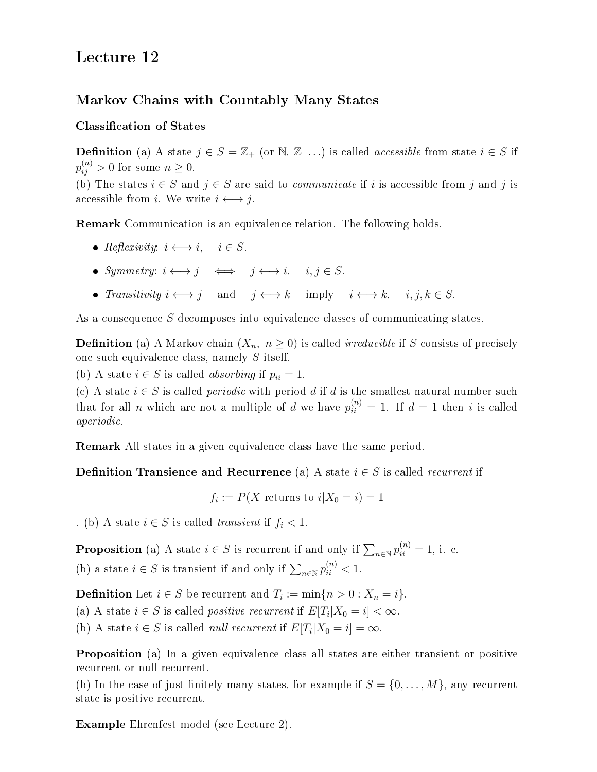# Lecture 12

## Markov Chains with Countably Many States

### Classification of States

**Definition** (a) A state $j \in S = \mathbb{Z}_+$ (or $\mathbb{N}$, $\mathbb{Z}$ ...) is called *accessible* from state $i \in S$ if $p_{ij}^{(n)} > 0$ for some $n \geq 0$.
(b) The states $i \in S$ and $j \in S$ are said to *communicate* if $i$ is accessible from $j$ and $j$ is accessible from $i$. We write $i \longleftrightarrow j$.

**Remark** Communication is an equivalence relation. The following holds.

- *Reflexivity*: $i \longleftrightarrow i, \quad i \in S$.
- *Symmetry*: $i \longleftrightarrow j \quad \Longleftrightarrow \quad j \longleftrightarrow i, \quad i, j \in S$.
- *Transitivity* $i \longleftrightarrow j$ and $j \longleftrightarrow k$ imply $i \longleftrightarrow k, \quad i, j, k \in S$.

As a consequence $S$ decomposes into equivalence classes of communicating states.

**Definition** (a) A Markov chain $(X_n,\ n \geq 0)$ is called *irreducible* if $S$ consists of precisely one such equivalence class, namely $S$ itself.
(b) A state $i \in S$ is called *absorbing* if $p_{ii} = 1$.
(c) A state $i \in S$ is called *periodic* with period $d$ if $d$ is the smallest natural number such that for all $n$ which are not a multiple of $d$ we have $p_{ii}^{(n)} = 1$. If $d = 1$ then $i$ is called *aperiodic*.

**Remark** All states in a given equivalence class have the same period.

**Definition Transience and Recurrence** (a) A state $i \in S$ is called *recurrent* if

$$f_i := P(X \text{ returns to } i | X_0 = i) = 1$$

. (b) A state $i \in S$ is called *transient* if $f_i < 1$.

**Proposition** (a) A state $i \in S$ is recurrent if and only if $\sum_{n \in \mathbb{N}} p_{ii}^{(n)} = 1$, i. e.
(b) a state $i \in S$ is transient if and only if $\sum_{n \in \mathbb{N}} p_{ii}^{(n)} < 1$.

**Definition** Let $i \in S$ be recurrent and $T_i := \min\{n > 0 : X_n = i\}$.
(a) A state $i \in S$ is called *positive recurrent* if $E[T_i | X_0 = i] < \infty$.
(b) A state $i \in S$ is called *null recurrent* if $E[T_i | X_0 = i] = \infty$.

**Proposition** (a) In a given equivalence class all states are either transient or positive recurrent or null recurrent.
(b) In the case of just finitely many states, for example if $S = \{0, \ldots, M\}$, any recurrent state is positive recurrent.

**Example** Ehrenfest model (see Lecture 2).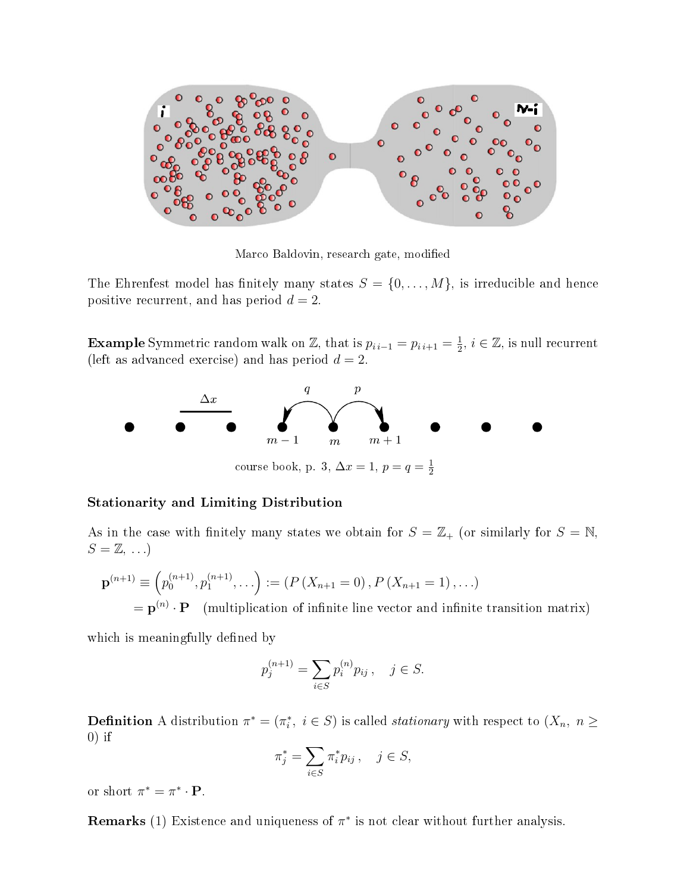Marco Baldovin, research gate, modified

The Ehrenfest model has finitely many states $S = \{0, \ldots, M\}$, is irreducible and hence positive recurrent, and has period $d = 2$.

**Example** Symmetric random walk on $\mathbb{Z}$, that is $p_{i\,i-1} = p_{i\,i+1} = \frac{1}{2}$, $i \in \mathbb{Z}$, is null recurrent (left as advanced exercise) and has period $d = 2$.

course book, p. 3, $\Delta x = 1$, $p = q = \frac{1}{2}$

### Stationarity and Limiting Distribution

As in the case with finitely many states we obtain for $S = \mathbb{Z}_+$ (or similarly for $S = \mathbb{N}$, $S = \mathbb{Z}$, ...)

$$
\begin{aligned}
\mathbf{p}^{(n+1)} &\equiv \left(p_0^{(n+1)}, p_1^{(n+1)}, \ldots\right) := \left(P\left(X_{n+1} = 0\right), P\left(X_{n+1} = 1\right), \ldots\right) \\
&= \mathbf{p}^{(n)} \cdot \mathbf{P} \quad \text{(multiplication of infinite line vector and infinite transition matrix)}
\end{aligned}
$$

which is meaningfully defined by

$$
p_j^{(n+1)} = \sum_{i \in S} p_i^{(n)} p_{ij}, \quad j \in S.
$$

**Definition** A distribution $\pi^* = (\pi_i^*,\ i \in S)$ is called *stationary* with respect to $(X_n,\ n \geq 0)$ if

$$
\pi_j^* = \sum_{i \in S} \pi_i^* p_{ij}, \quad j \in S,
$$

or short $\pi^* = \pi^* \cdot \mathbf{P}$.

**Remarks** (1) Existence and uniqueness of $\pi^*$ is not clear without further analysis.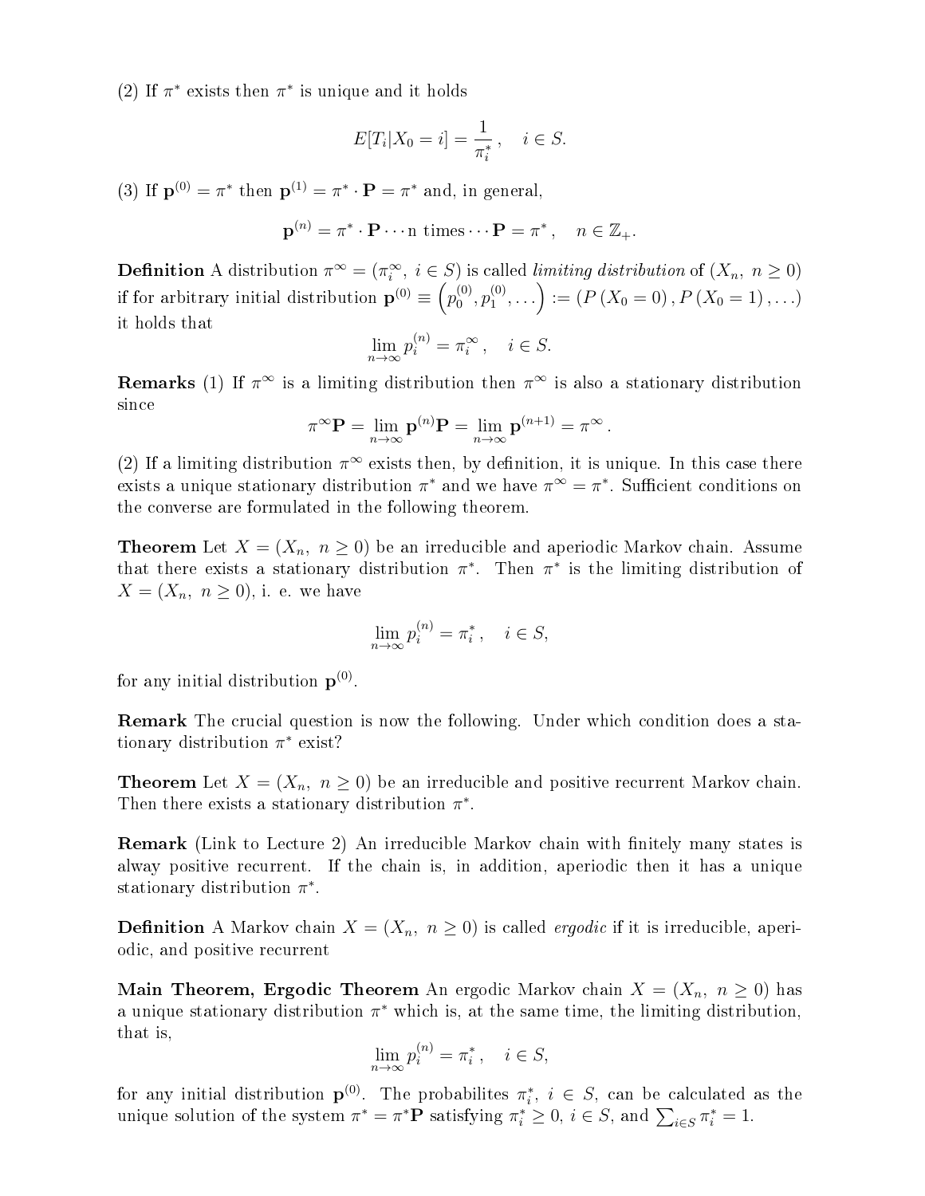(2) If $\pi^*$ exists then $\pi^*$ is unique and it holds

$$E[T_i|X_0 = i] = \frac{1}{\pi_i^*}\,, \quad i \in S.$$

(3) If $\mathbf{p}^{(0)} = \pi^*$ then $\mathbf{p}^{(1)} = \pi^* \cdot \mathbf{P} = \pi^*$ and, in general,

$$\mathbf{p}^{(n)} = \pi^* \cdot \mathbf{P} \cdots \text{n times} \cdots \mathbf{P} = \pi^*\,, \quad n \in \mathbb{Z}_+.$$

**Definition** A distribution $\pi^\infty = (\pi_i^\infty,\ i \in S)$ is called *limiting distribution* of $(X_n,\ n \geq 0)$ if for arbitrary initial distribution $\mathbf{p}^{(0)} \equiv \left(p_0^{(0)}, p_1^{(0)}, \ldots\right) := (P\,(X_0 = 0)\,, P\,(X_0 = 1)\,, \ldots)$ it holds that

$$\lim_{n\to\infty} p_i^{(n)} = \pi_i^\infty\,, \quad i \in S.$$

**Remarks** (1) If $\pi^\infty$ is a limiting distribution then $\pi^\infty$ is also a stationary distribution since

$$\pi^\infty \mathbf{P} = \lim_{n\to\infty} \mathbf{p}^{(n)}\mathbf{P} = \lim_{n\to\infty} \mathbf{p}^{(n+1)} = \pi^\infty\,.$$

(2) If a limiting distribution $\pi^\infty$ exists then, by definition, it is unique. In this case there exists a unique stationary distribution $\pi^*$ and we have $\pi^\infty = \pi^*$. Sufficient conditions on the converse are formulated in the following theorem.

**Theorem** Let $X = (X_n,\ n \geq 0)$ be an irreducible and aperiodic Markov chain. Assume that there exists a stationary distribution $\pi^*$. Then $\pi^*$ is the limiting distribution of $X = (X_n,\ n \geq 0)$, i. e. we have

$$\lim_{n\to\infty} p_i^{(n)} = \pi_i^*\,, \quad i \in S,$$

for any initial distribution $\mathbf{p}^{(0)}$.

**Remark** The crucial question is now the following. Under which condition does a stationary distribution $\pi^*$ exist?

**Theorem** Let $X = (X_n,\ n \geq 0)$ be an irreducible and positive recurrent Markov chain. Then there exists a stationary distribution $\pi^*$.

**Remark** (Link to Lecture 2) An irreducible Markov chain with finitely many states is alway positive recurrent. If the chain is, in addition, aperiodic then it has a unique stationary distribution $\pi^*$.

**Definition** A Markov chain $X = (X_n,\ n \geq 0)$ is called *ergodic* if it is irreducible, aperiodic, and positive recurrent

**Main Theorem, Ergodic Theorem** An ergodic Markov chain $X = (X_n,\ n \geq 0)$ has a unique stationary distribution $\pi^*$ which is, at the same time, the limiting distribution, that is,

$$\lim_{n\to\infty} p_i^{(n)} = \pi_i^*\,, \quad i \in S,$$

for any initial distribution $\mathbf{p}^{(0)}$. The probabilites $\pi_i^*$, $i \in S$, can be calculated as the unique solution of the system $\pi^* = \pi^*\mathbf{P}$ satisfying $\pi_i^* \geq 0$, $i \in S$, and $\sum_{i\in S} \pi_i^* = 1$.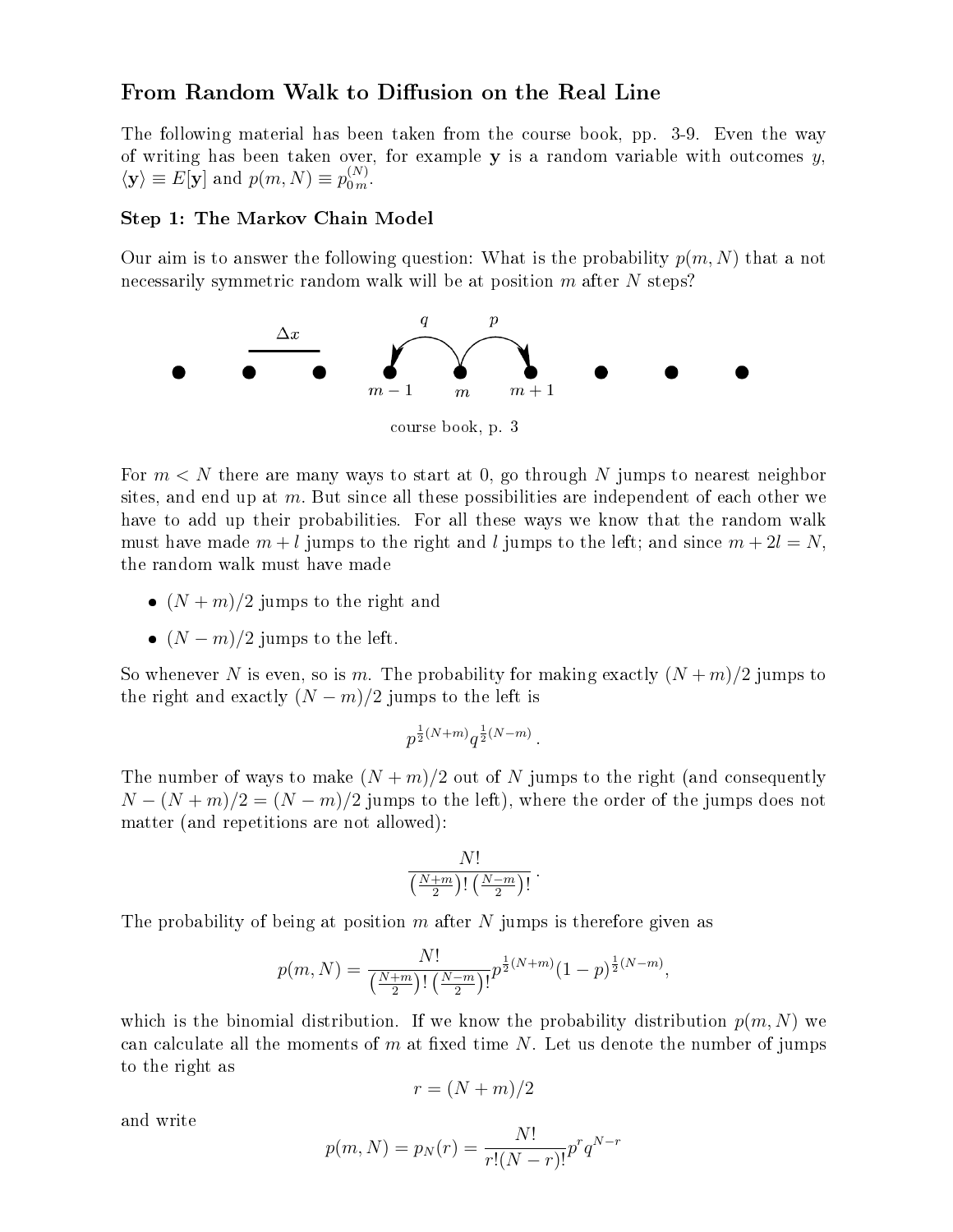## From Random Walk to Diffusion on the Real Line

The following material has been taken from the course book, pp. 3-9. Even the way of writing has been taken over, for example $\mathbf{y}$ is a random variable with outcomes $y$, $\langle \mathbf{y} \rangle \equiv E[\mathbf{y}]$ and $p(m, N) \equiv p_{0\,m}^{(N)}$.

### Step 1: The Markov Chain Model

Our aim is to answer the following question: What is the probability $p(m, N)$ that a not necessarily symmetric random walk will be at position $m$ after $N$ steps?

course book, p. 3

For $m < N$ there are many ways to start at 0, go through $N$ jumps to nearest neighbor sites, and end up at $m$. But since all these possibilities are independent of each other we have to add up their probabilities. For all these ways we know that the random walk must have made $m + l$ jumps to the right and $l$ jumps to the left; and since $m + 2l = N$, the random walk must have made

- $(N + m)/2$ jumps to the right and
- $(N - m)/2$ jumps to the left.

So whenever $N$ is even, so is $m$. The probability for making exactly $(N + m)/2$ jumps to the right and exactly $(N - m)/2$ jumps to the left is

$$p^{\frac{1}{2}(N+m)} q^{\frac{1}{2}(N-m)} .$$

The number of ways to make $(N + m)/2$ out of $N$ jumps to the right (and consequently $N - (N + m)/2 = (N - m)/2$ jumps to the left), where the order of the jumps does not matter (and repetitions are not allowed):

$$\frac{N!}{\left(\frac{N+m}{2}\right)! \left(\frac{N-m}{2}\right)!} .$$

The probability of being at position $m$ after $N$ jumps is therefore given as

$$p(m, N) = \frac{N!}{\left(\frac{N+m}{2}\right)! \left(\frac{N-m}{2}\right)!} p^{\frac{1}{2}(N+m)} (1 - p)^{\frac{1}{2}(N-m)},$$

which is the binomial distribution. If we know the probability distribution $p(m, N)$ we can calculate all the moments of $m$ at fixed time $N$. Let us denote the number of jumps to the right as

$$r = (N + m)/2$$

and write

$$p(m, N) = p_N(r) = \frac{N!}{r!(N - r)!} p^r q^{N-r}$$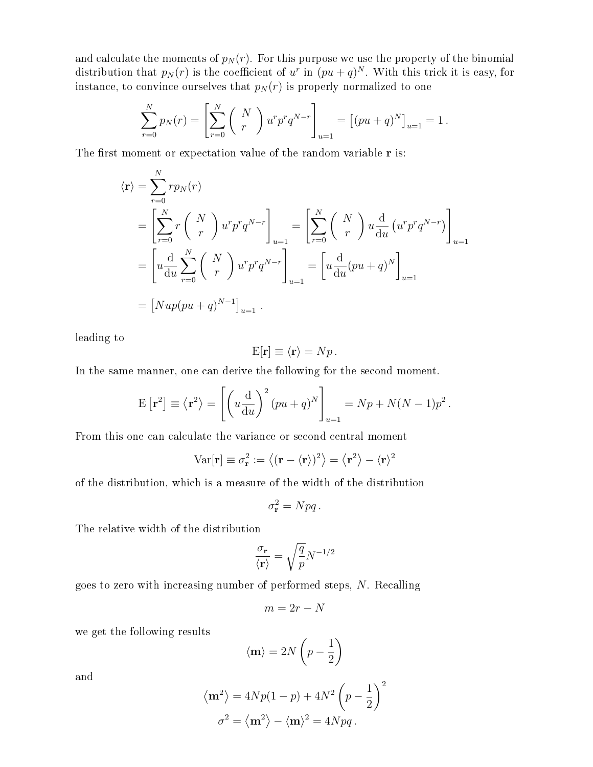and calculate the moments of $p_N(r)$. For this purpose we use the property of the binomial distribution that $p_N(r)$ is the coefficient of $u^r$ in $(pu+q)^N$. With this trick it is easy, for instance, to convince ourselves that $p_N(r)$ is properly normalized to one

$$\sum_{r=0}^{N} p_N(r) = \left[\sum_{r=0}^{N} \binom{N}{r} u^r p^r q^{N-r}\right]_{u=1} = \left[(pu+q)^N\right]_{u=1} = 1\,.$$

The first moment or expectation value of the random variable $\mathbf{r}$ is:

$$\begin{aligned}
\langle \mathbf{r} \rangle &= \sum_{r=0}^{N} r p_N(r) \\
&= \left[\sum_{r=0}^{N} r \binom{N}{r} u^r p^r q^{N-r}\right]_{u=1} = \left[\sum_{r=0}^{N} \binom{N}{r} u \frac{\mathrm{d}}{\mathrm{d}u}\left(u^r p^r q^{N-r}\right)\right]_{u=1} \\
&= \left[u \frac{\mathrm{d}}{\mathrm{d}u} \sum_{r=0}^{N} \binom{N}{r} u^r p^r q^{N-r}\right]_{u=1} = \left[u \frac{\mathrm{d}}{\mathrm{d}u}(pu+q)^N\right]_{u=1} \\
&= \left[Nup(pu+q)^{N-1}\right]_{u=1}\,.
\end{aligned}$$

leading to

$$\mathrm{E}[\mathbf{r}] \equiv \langle \mathbf{r} \rangle = Np\,.$$

In the same manner, one can derive the following for the second moment.

$$\mathrm{E}\left[\mathbf{r}^2\right] \equiv \left\langle \mathbf{r}^2 \right\rangle = \left[\left(u\frac{\mathrm{d}}{\mathrm{d}u}\right)^2 (pu+q)^N\right]_{u=1} = Np + N(N-1)p^2\,.$$

From this one can calculate the variance or second central moment

$$\mathrm{Var}[\mathbf{r}] \equiv \sigma_{\mathbf{r}}^2 := \left\langle (\mathbf{r} - \langle \mathbf{r} \rangle)^2 \right\rangle = \left\langle \mathbf{r}^2 \right\rangle - \langle \mathbf{r} \rangle^2$$

of the distribution, which is a measure of the width of the distribution

$$\sigma_{\mathbf{r}}^2 = Npq\,.$$

The relative width of the distribution

$$\frac{\sigma_{\mathbf{r}}}{\langle \mathbf{r} \rangle} = \sqrt{\frac{q}{p}} N^{-1/2}$$

goes to zero with increasing number of performed steps, $N$. Recalling

$$m = 2r - N$$

we get the following results

$$\langle \mathbf{m} \rangle = 2N\left(p - \frac{1}{2}\right)$$

and

$$\begin{aligned}
\left\langle \mathbf{m}^2 \right\rangle &= 4Np(1-p) + 4N^2\left(p - \frac{1}{2}\right)^2 \\
\sigma^2 &= \left\langle \mathbf{m}^2 \right\rangle - \langle \mathbf{m} \rangle^2 = 4Npq\,.
\end{aligned}$$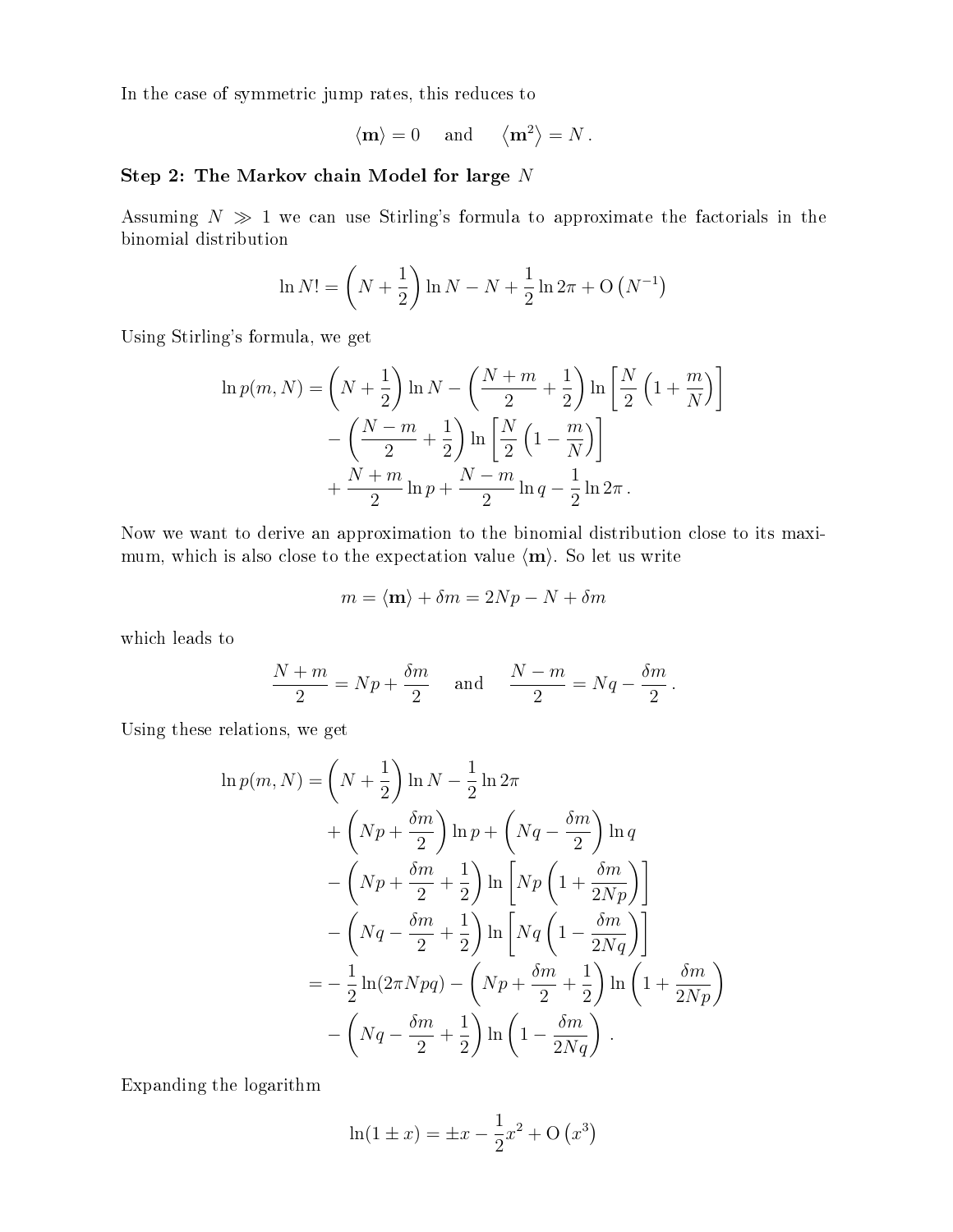In the case of symmetric jump rates, this reduces to

$$\langle \mathbf{m} \rangle = 0 \quad \text{and} \quad \langle \mathbf{m}^2 \rangle = N\,.$$

**Step 2: The Markov chain Model for large $N$**

Assuming $N \gg 1$ we can use Stirling's formula to approximate the factorials in the binomial distribution

$$\ln N! = \left(N + \frac{1}{2}\right) \ln N - N + \frac{1}{2} \ln 2\pi + \mathrm{O}\left(N^{-1}\right)$$

Using Stirling's formula, we get

$$\begin{aligned}
\ln p(m,N) = & \left(N + \frac{1}{2}\right) \ln N - \left(\frac{N+m}{2} + \frac{1}{2}\right) \ln \left[\frac{N}{2}\left(1 + \frac{m}{N}\right)\right] \\
& - \left(\frac{N-m}{2} + \frac{1}{2}\right) \ln \left[\frac{N}{2}\left(1 - \frac{m}{N}\right)\right] \\
& + \frac{N+m}{2} \ln p + \frac{N-m}{2} \ln q - \frac{1}{2} \ln 2\pi\,.
\end{aligned}$$

Now we want to derive an approximation to the binomial distribution close to its maximum, which is also close to the expectation value $\langle \mathbf{m} \rangle$. So let us write

$$m = \langle \mathbf{m} \rangle + \delta m = 2Np - N + \delta m$$

which leads to

$$\frac{N+m}{2} = Np + \frac{\delta m}{2} \quad \text{and} \quad \frac{N-m}{2} = Nq - \frac{\delta m}{2}\,.$$

Using these relations, we get

$$\begin{aligned}
\ln p(m,N) = & \left(N + \frac{1}{2}\right) \ln N - \frac{1}{2} \ln 2\pi \\
& + \left(Np + \frac{\delta m}{2}\right) \ln p + \left(Nq - \frac{\delta m}{2}\right) \ln q \\
& - \left(Np + \frac{\delta m}{2} + \frac{1}{2}\right) \ln \left[Np\left(1 + \frac{\delta m}{2Np}\right)\right] \\
& - \left(Nq - \frac{\delta m}{2} + \frac{1}{2}\right) \ln \left[Nq\left(1 - \frac{\delta m}{2Nq}\right)\right] \\
= & -\frac{1}{2} \ln(2\pi Npq) - \left(Np + \frac{\delta m}{2} + \frac{1}{2}\right) \ln \left(1 + \frac{\delta m}{2Np}\right) \\
& - \left(Nq - \frac{\delta m}{2} + \frac{1}{2}\right) \ln \left(1 - \frac{\delta m}{2Nq}\right)\,.
\end{aligned}$$

Expanding the logarithm

$$\ln(1 \pm x) = \pm x - \frac{1}{2}x^2 + \mathrm{O}\left(x^3\right)$$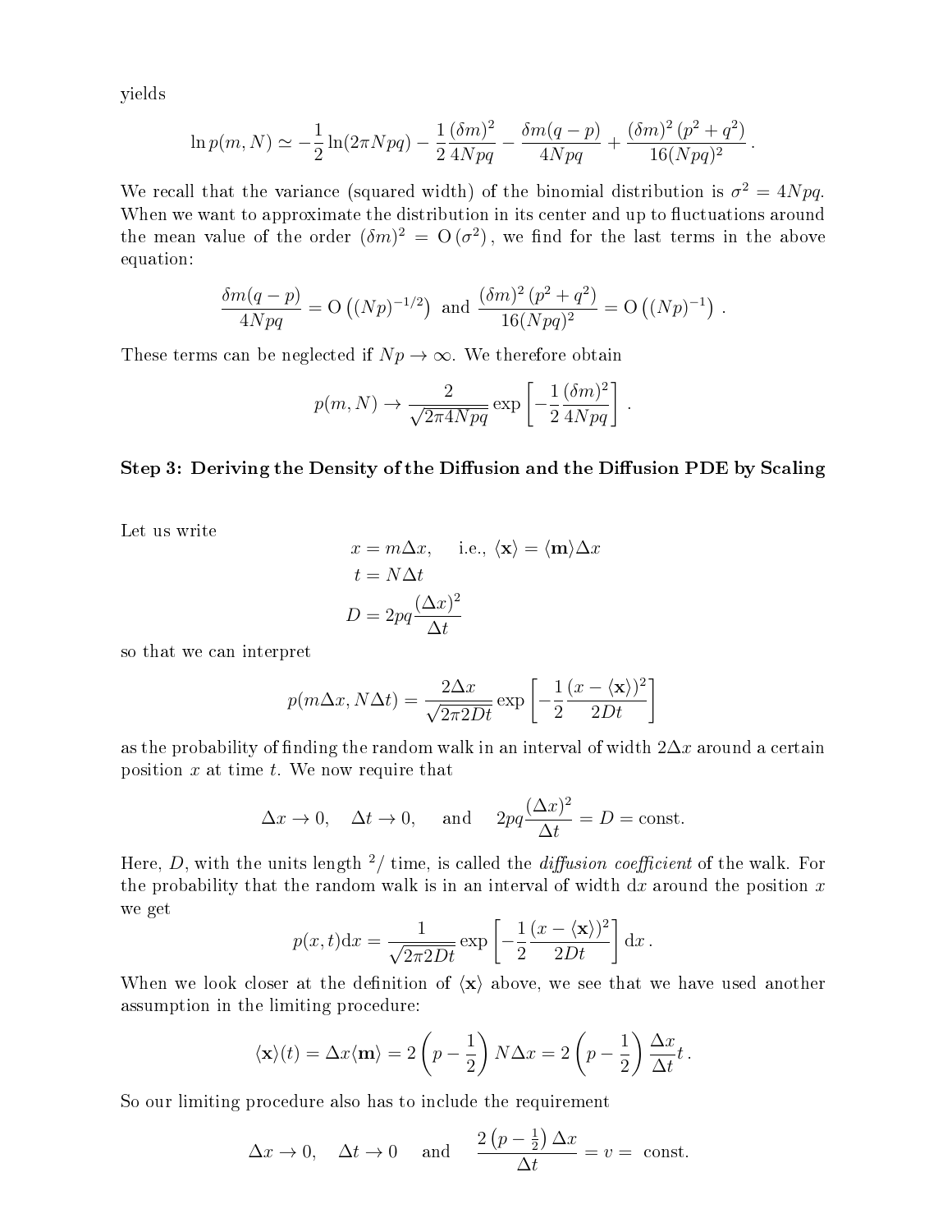yields

$$\ln p(m,N) \simeq -\frac{1}{2}\ln(2\pi Npq) - \frac{1}{2}\frac{(\delta m)^2}{4Npq} - \frac{\delta m(q-p)}{4Npq} + \frac{(\delta m)^2\,(p^2+q^2)}{16(Npq)^2}\,.$$

We recall that the variance (squared width) of the binomial distribution is $\sigma^2 = 4Npq$. When we want to approximate the distribution in its center and up to fluctuations around the mean value of the order $(\delta m)^2 = \mathrm{O}\left(\sigma^2\right)$, we find for the last terms in the above equation:

$$\frac{\delta m(q-p)}{4Npq} = \mathrm{O}\left((Np)^{-1/2}\right) \text{ and } \frac{(\delta m)^2\,(p^2+q^2)}{16(Npq)^2} = \mathrm{O}\left((Np)^{-1}\right)\,.$$

These terms can be neglected if $Np \to \infty$. We therefore obtain

$$p(m,N) \to \frac{2}{\sqrt{2\pi 4Npq}} \exp\left[-\frac{1}{2}\frac{(\delta m)^2}{4Npq}\right]\,.$$

### Step 3: Deriving the Density of the Diffusion and the Diffusion PDE by Scaling

Let us write

$$\begin{aligned}
x &= m\Delta x, \qquad \text{i.e., } \langle \mathbf{x}\rangle = \langle \mathbf{m}\rangle \Delta x \\
t &= N\Delta t \\
D &= 2pq\frac{(\Delta x)^2}{\Delta t}
\end{aligned}$$

so that we can interpret

$$p(m\Delta x, N\Delta t) = \frac{2\Delta x}{\sqrt{2\pi 2Dt}} \exp\left[-\frac{1}{2}\frac{(x-\langle \mathbf{x}\rangle)^2}{2Dt}\right]$$

as the probability of finding the random walk in an interval of width $2\Delta x$ around a certain position $x$ at time $t$. We now require that

$$\Delta x \to 0, \quad \Delta t \to 0, \quad \text{and} \quad 2pq\frac{(\Delta x)^2}{\Delta t} = D = \text{const.}$$

Here, $D$, with the units length $^2$/ time, is called the *diffusion coefficient* of the walk. For the probability that the random walk is in an interval of width $\mathrm{d}x$ around the position $x$ we get

$$p(x,t)\mathrm{d}x = \frac{1}{\sqrt{2\pi 2Dt}} \exp\left[-\frac{1}{2}\frac{(x-\langle \mathbf{x}\rangle)^2}{2Dt}\right]\mathrm{d}x\,.$$

When we look closer at the definition of $\langle \mathbf{x}\rangle$ above, we see that we have used another assumption in the limiting procedure:

$$\langle \mathbf{x}\rangle(t) = \Delta x\langle \mathbf{m}\rangle = 2\left(p-\frac{1}{2}\right)N\Delta x = 2\left(p-\frac{1}{2}\right)\frac{\Delta x}{\Delta t}t\,.$$

So our limiting procedure also has to include the requirement

$$\Delta x \to 0, \quad \Delta t \to 0 \quad \text{and} \quad \frac{2\left(p-\frac{1}{2}\right)\Delta x}{\Delta t} = v = \text{ const.}$$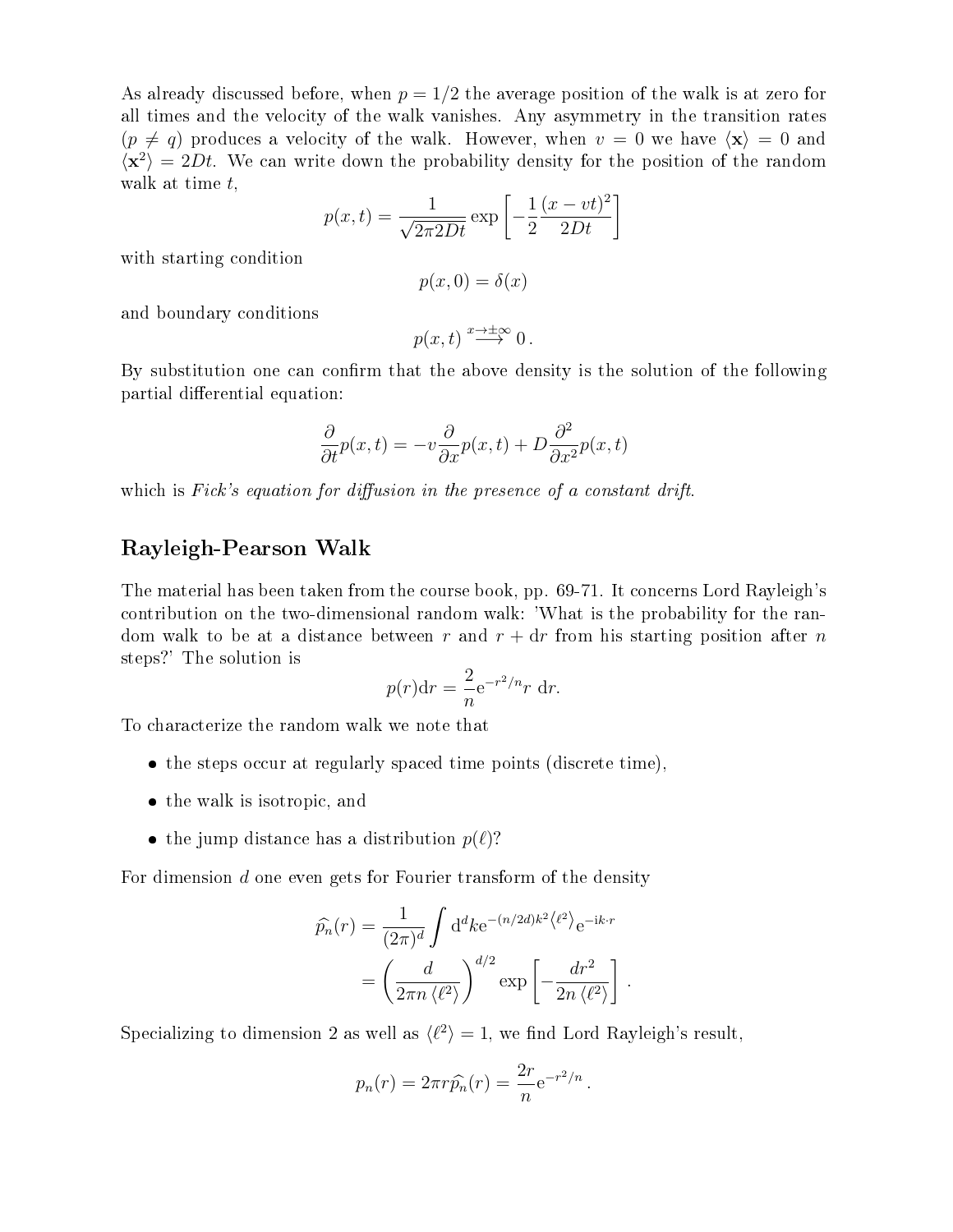As already discussed before, when $p = 1/2$ the average position of the walk is at zero for all times and the velocity of the walk vanishes. Any asymmetry in the transition rates ($p \neq q$) produces a velocity of the walk. However, when $v = 0$ we have $\langle \mathbf{x} \rangle = 0$ and $\langle \mathbf{x}^2 \rangle = 2Dt$. We can write down the probability density for the position of the random walk at time $t$,

$$p(x,t) = \frac{1}{\sqrt{2\pi 2Dt}} \exp\left[-\frac{1}{2}\frac{(x-vt)^2}{2Dt}\right]$$

with starting condition

$$p(x,0) = \delta(x)$$

and boundary conditions

$$p(x,t) \overset{x \to \pm\infty}{\longrightarrow} 0\,.$$

By substitution one can confirm that the above density is the solution of the following partial differential equation:

$$\frac{\partial}{\partial t} p(x,t) = -v \frac{\partial}{\partial x} p(x,t) + D \frac{\partial^2}{\partial x^2} p(x,t)$$

which is *Fick's equation for diffusion in the presence of a constant drift*.

## Rayleigh-Pearson Walk

The material has been taken from the course book, pp. 69-71. It concerns Lord Rayleigh's contribution on the two-dimensional random walk: 'What is the probability for the random walk to be at a distance between $r$ and $r + \mathrm{d}r$ from his starting position after $n$ steps?' The solution is

$$p(r)\mathrm{d}r = \frac{2}{n} \mathrm{e}^{-r^2/n} r \;\mathrm{d}r.$$

To characterize the random walk we note that

- the steps occur at regularly spaced time points (discrete time),
- the walk is isotropic, and
- the jump distance has a distribution $p(\ell)$?

For dimension $d$ one even gets for Fourier transform of the density

$$\begin{aligned}\widehat{p_n}(r) &= \frac{1}{(2\pi)^d} \int \mathrm{d}^d k \mathrm{e}^{-(n/2d)k^2 \langle \ell^2 \rangle} \mathrm{e}^{-\mathrm{i}k \cdot r} \\ &= \left(\frac{d}{2\pi n \langle \ell^2 \rangle}\right)^{d/2} \exp\left[-\frac{dr^2}{2n \langle \ell^2 \rangle}\right]\,.\end{aligned}$$

Specializing to dimension 2 as well as $\langle \ell^2 \rangle = 1$, we find Lord Rayleigh's result,

$$p_n(r) = 2\pi r \widehat{p_n}(r) = \frac{2r}{n} \mathrm{e}^{-r^2/n}\,.$$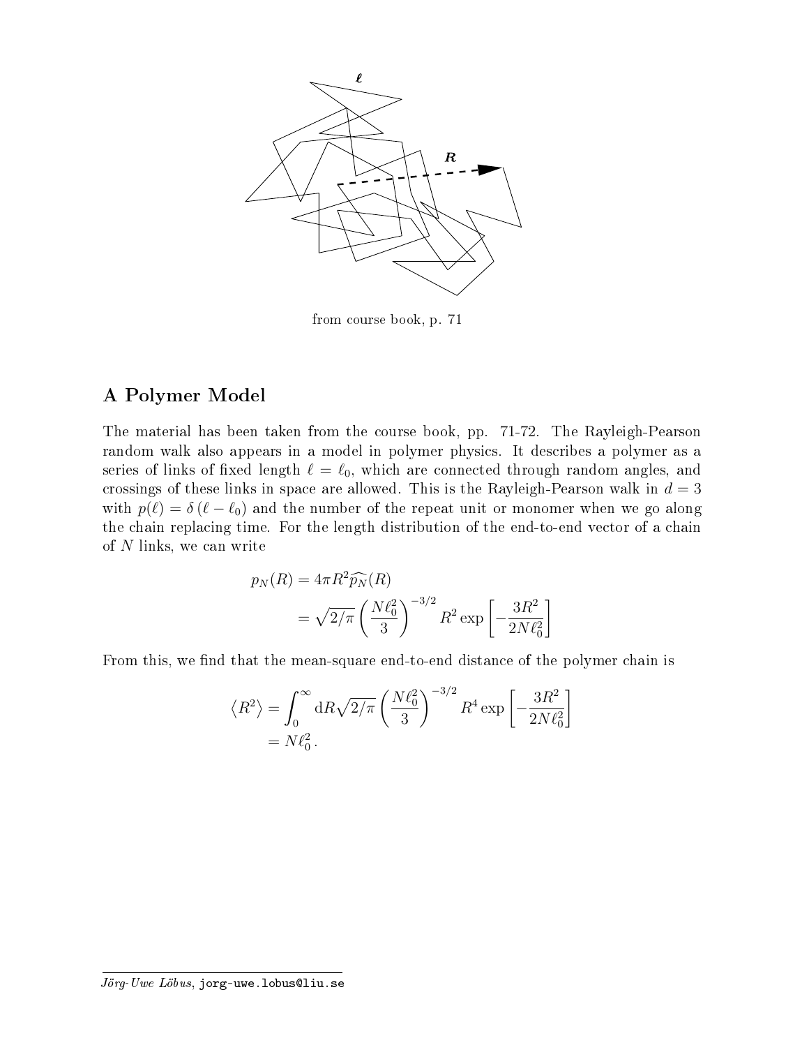from course book, p. 71

## A Polymer Model

The material has been taken from the course book, pp. 71-72. The Rayleigh-Pearson random walk also appears in a model in polymer physics. It describes a polymer as a series of links of fixed length $\ell = \ell_0$, which are connected through random angles, and crossings of these links in space are allowed. This is the Rayleigh-Pearson walk in $d = 3$ with $p(\ell) = \delta(\ell - \ell_0)$ and the number of the repeat unit or monomer when we go along the chain replacing time. For the length distribution of the end-to-end vector of a chain of $N$ links, we can write

$$
\begin{aligned}
p_N(R) &= 4\pi R^2 \widehat{p_N}(R) \\
&= \sqrt{2/\pi} \left( \frac{N\ell_0^2}{3} \right)^{-3/2} R^2 \exp\left[ -\frac{3R^2}{2N\ell_0^2} \right]
\end{aligned}
$$

From this, we find that the mean-square end-to-end distance of the polymer chain is

$$
\begin{aligned}
\langle R^2 \rangle &= \int_0^\infty \mathrm{d}R \sqrt{2/\pi} \left( \frac{N\ell_0^2}{3} \right)^{-3/2} R^4 \exp\left[ -\frac{3R^2}{2N\ell_0^2} \right] \\
&= N\ell_0^2 \,.
\end{aligned}
$$

*Jörg-Uwe Löbus*, jorg-uwe.lobus@liu.se